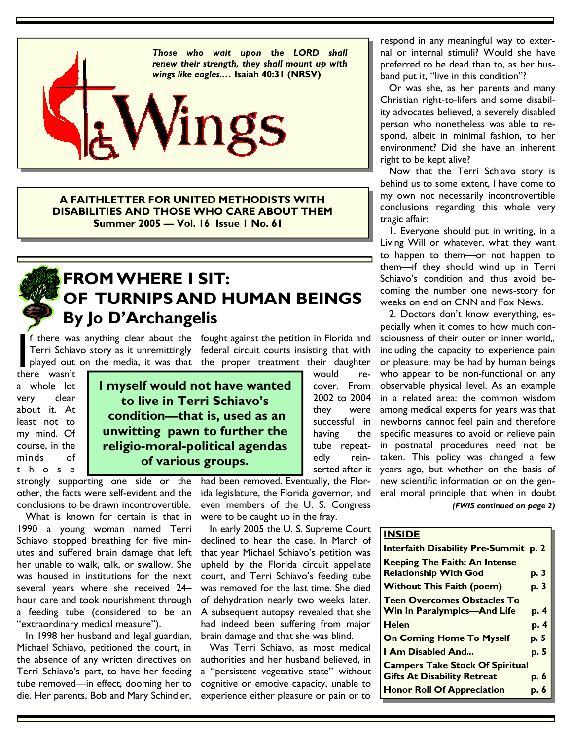*Those who wait upon the LORD shall renew their strength, they shall mount up with wings like eagles.…* **Isaiah 40:31 (NRSV)**

# Wings

**A FAITHLETTER FOR UNITED METHODISTS WITH DISABILITIES AND THOSE WHO CARE ABOUT THEM**
**Summer 2005 — Vol. 16 Issue 1 No. 61**

## FROM WHERE I SIT: OF TURNIPS AND HUMAN BEINGS

## By Jo D'Archangelis

If there was anything clear about the Terri Schiavo story as it unremittingly played out on the media, it was that there wasn't a whole lot very clear about it. At least not to my mind. Of course, in the minds of those strongly supporting one side or the other, the facts were self-evident and the conclusions to be drawn incontrovertible.

**I myself would not have wanted to live in Terri Schiavo's condition—that is, used as an unwitting pawn to further the religio-moral-political agendas of various groups.**

What is known for certain is that in 1990 a young woman named Terri Schiavo stopped breathing for five minutes and suffered brain damage that left her unable to walk, talk, or swallow. She was housed in institutions for the next several years where she received 24–hour care and took nourishment through a feeding tube (considered to be an "extraordinary medical measure").

In 1998 her husband and legal guardian, Michael Schiavo, petitioned the court, in the absence of any written directives on Terri Schiavo's part, to have her feeding tube removed—in effect, dooming her to die. Her parents, Bob and Mary Schindler, fought against the petition in Florida and federal circuit courts insisting that with the proper treatment their daughter would recover. From 2002 to 2004 they were successful in having the tube repeatedly reinserted after it had been removed. Eventually, the Florida legislature, the Florida governor, and even members of the U. S. Congress were to be caught up in the fray.

In early 2005 the U. S. Supreme Court declined to hear the case. In March of that year Michael Schiavo's petition was upheld by the Florida circuit appellate court, and Terri Schiavo's feeding tube was removed for the last time. She died of dehydration nearly two weeks later. A subsequent autopsy revealed that she had indeed been suffering from major brain damage and that she was blind.

Was Terri Schiavo, as most medical authorities and her husband believed, in a "persistent vegetative state" without cognitive or emotive capacity, unable to experience either pleasure or pain or to respond in any meaningful way to external or internal stimuli? Would she have preferred to be dead than to, as her husband put it, "live in this condition"?

Or was she, as her parents and many Christian right-to-lifers and some disability advocates believed, a severely disabled person who nonetheless was able to respond, albeit in minimal fashion, to her environment? Did she have an inherent right to be kept alive?

Now that the Terri Schiavo story is behind us to some extent, I have come to my own not necessarily incontrovertible conclusions regarding this whole very tragic affair:

1. Everyone should put in writing, in a Living Will or whatever, what they want to happen to them—or not happen to them—if they should wind up in Terri Schiavo's condition and thus avoid becoming the number one news-story for weeks on end on CNN and Fox News.

2. Doctors don't know everything, especially when it comes to how much consciousness of their outer or inner world,, including the capacity to experience pain or pleasure, may be had by human beings who appear to be non-functional on any observable physical level. As an example in a related area: the common wisdom among medical experts for years was that newborns cannot feel pain and therefore specific measures to avoid or relieve pain in postnatal procedures need not be taken. This policy was changed a few years ago, but whether on the basis of new scientific information or on the general moral principle that when in doubt

***(FWIS continued on page 2)***

| **INSIDE** | |
|---|---|
| **Interfaith Disability Pre-Summit** | **p. 2** |
| **Keeping The Faith: An Intense Relationship With God** | **p. 3** |
| **Without This Faith (poem)** | **p. 3** |
| **Teen Overcomes Obstacles To Win In Paralympics—And Life** | **p. 4** |
| **Helen** | **p. 4** |
| **On Coming Home To Myself** | **p. 5** |
| **I Am Disabled And...** | **p. 5** |
| **Campers Take Stock Of Spiritual Gifts At Disability Retreat** | **p. 6** |
| **Honor Roll Of Appreciation** | **p. 6** |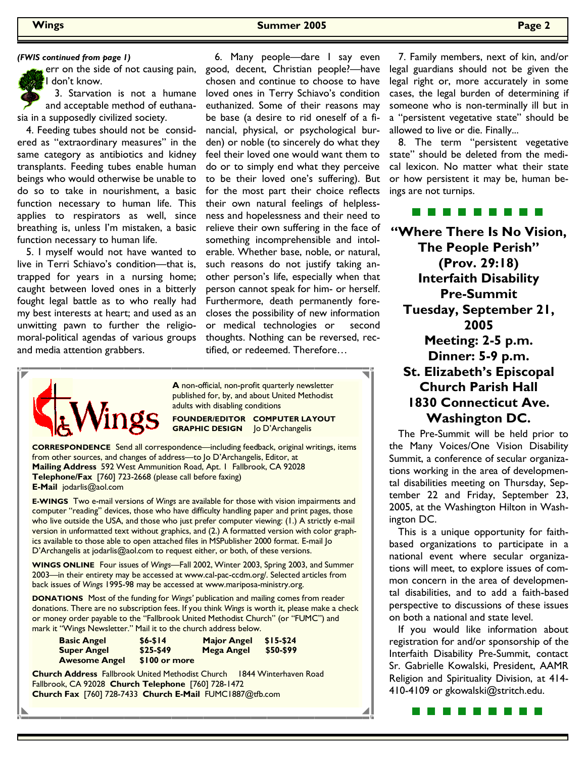*(FWIS continued from page 1)*

err on the side of not causing pain, I don't know.

3. Starvation is not a humane and acceptable method of euthanasia in a supposedly civilized society.

4. Feeding tubes should not be considered as "extraordinary measures" in the same category as antibiotics and kidney transplants. Feeding tubes enable human beings who would otherwise be unable to do so to take in nourishment, a basic function necessary to human life. This applies to respirators as well, since breathing is, unless I'm mistaken, a basic function necessary to human life.

5. I myself would not have wanted to live in Terri Schiavo's condition—that is, trapped for years in a nursing home; caught between loved ones in a bitterly fought legal battle as to who really had my best interests at heart; and used as an unwitting pawn to further the religio-moral-political agendas of various groups and media attention grabbers.

6. Many people—dare I say even good, decent, Christian people?—have chosen and continue to choose to have loved ones in Terry Schiavo's condition euthanized. Some of their reasons may be base (a desire to rid oneself of a financial, physical, or psychological burden) or noble (to sincerely do what they feel their loved one would want them to do or to simply end what they perceive to be their loved one's suffering). But for the most part their choice reflects their own natural feelings of helplessness and hopelessness and their need to relieve their own suffering in the face of something incomprehensible and intolerable. Whether base, noble, or natural, such reasons do not justify taking another person's life, especially when that person cannot speak for him- or herself. Furthermore, death permanently forecloses the possibility of new information or medical technologies or second thoughts. Nothing can be reversed, rectified, or redeemed. Therefore…

7. Family members, next of kin, and/or legal guardians should not be given the legal right or, more accurately in some cases, the legal burden of determining if someone who is non-terminally ill but in a "persistent vegetative state" should be allowed to live or die. Finally...

8. The term "persistent vegetative state" should be deleted from the medical lexicon. No matter what their state or how persistent it may be, human beings are not turnips.

---

**Wings**

**A** non-official, non-profit quarterly newsletter published for, by, and about United Methodist adults with disabling conditions

**FOUNDER/EDITOR COMPUTER LAYOUT GRAPHIC DESIGN** Jo D'Archangelis

**CORRESPONDENCE** Send all correspondence—including feedback, original writings, items from other sources, and changes of address—to Jo D'Archangelis, Editor, at **Mailing Address** 592 West Ammunition Road, Apt. 1 Fallbrook, CA 92028 **Telephone/Fax** [760] 723-2668 (please call before faxing) **E-Mail** jodarlis@aol.com

**E-WINGS** Two e-mail versions of *Wings* are available for those with vision impairments and computer "reading" devices, those who have difficulty handling paper and print pages, those who live outside the USA, and those who just prefer computer viewing: (1.) A strictly e-mail version in unformatted text without graphics, and (2.) A formatted version with color graphics available to those able to open attached files in MSPublisher 2000 format. E-mail Jo D'Archangelis at jodarlis@aol.com to request either, or both, of these versions.

**WINGS ONLINE** Four issues of *Wings*—Fall 2002, Winter 2003, Spring 2003, and Summer 2003—in their entirety may be accessed at www.cal-pac-ccdm.org/. Selected articles from back issues of *Wings* 1995-98 may be accessed at www.mariposa-ministry.org.

**DONATIONS** Most of the funding for *Wings'* publication and mailing comes from reader donations. There are no subscription fees. If you think *Wings* is worth it, please make a check or money order payable to the "Fallbrook United Methodist Church" (or "FUMC") and mark it "Wings Newsletter." Mail it to the church address below.

| | | | |
|---|---|---|---|
| **Basic Angel** | **$6-$14** | **Major Angel** | **$15-$24** |
| **Super Angel** | **$25-$49** | **Mega Angel** | **$50-$99** |
| **Awesome Angel** | **$100 or more** | | |

**Church Address** Fallbrook United Methodist Church 1844 Winterhaven Road Fallbrook, CA 92028 **Church Telephone** [760] 728-1472 **Church Fax** [760] 728-7433 **Church E-Mail** FUMC1887@tfb.com

---

## "Where There Is No Vision, The People Perish" (Prov. 29:18) Interfaith Disability Pre-Summit Tuesday, September 21, 2005 Meeting: 2-5 p.m. Dinner: 5-9 p.m. St. Elizabeth's Episcopal Church Parish Hall 1830 Connecticut Ave. Washington DC.

The Pre-Summit will be held prior to the Many Voices/One Vision Disability Summit, a conference of secular organizations working in the area of developmental disabilities meeting on Thursday, September 22 and Friday, September 23, 2005, at the Washington Hilton in Washington DC.

This is a unique opportunity for faith-based organizations to participate in a national event where secular organizations will meet, to explore issues of common concern in the area of developmental disabilities, and to add a faith-based perspective to discussions of these issues on both a national and state level.

If you would like information about registration for and/or sponsorship of the Interfaith Disability Pre-Summit, contact Sr. Gabrielle Kowalski, President, AAMR Religion and Spirituality Division, at 414-410-4109 or gkowalski@stritch.edu.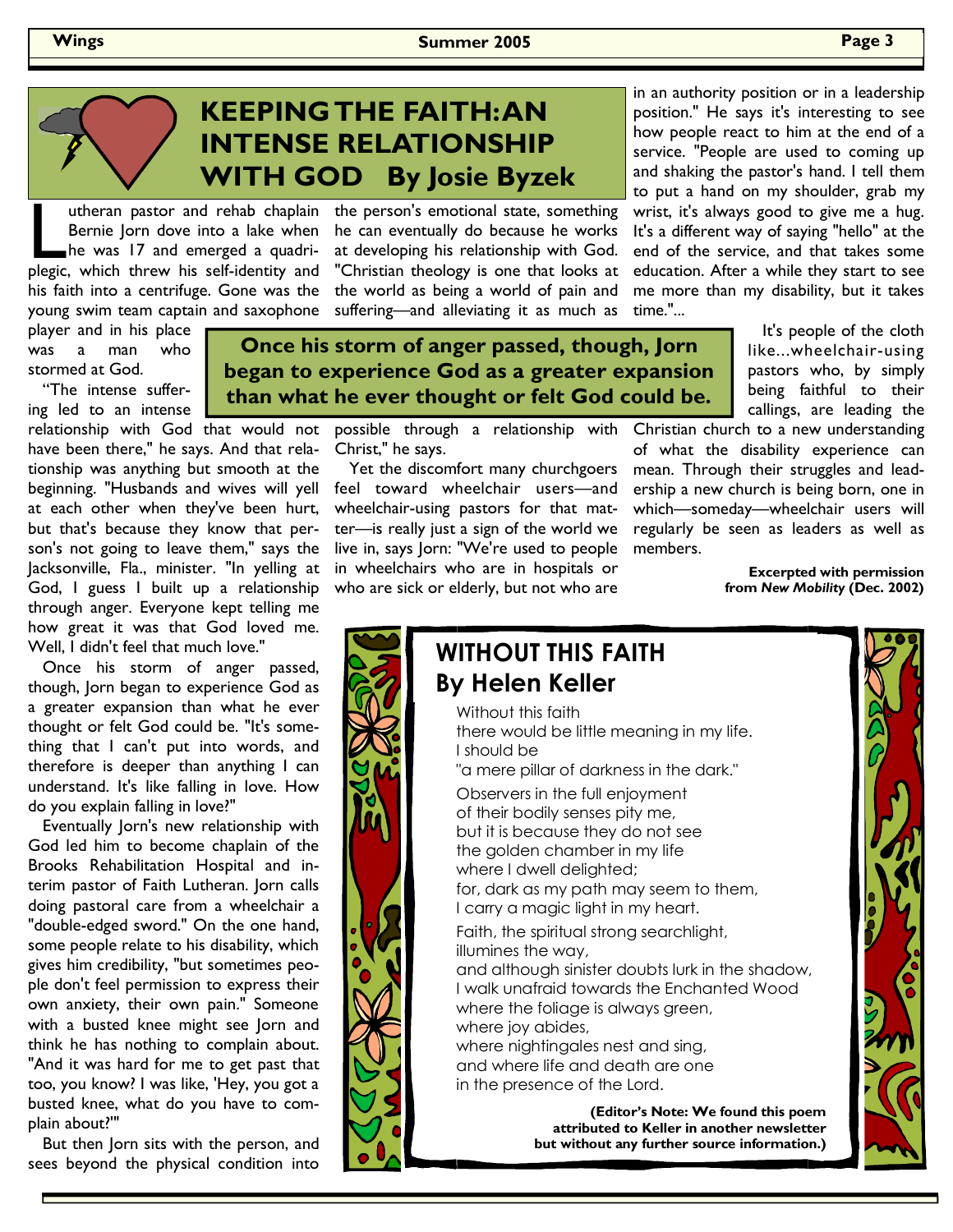# KEEPING THE FAITH: AN INTENSE RELATIONSHIP WITH GOD   By Josie Byzek

Lutheran pastor and rehab chaplain Bernie Jorn dove into a lake when he was 17 and emerged a quadriplegic, which threw his self-identity and his faith into a centrifuge. Gone was the young swim team captain and saxophone player and in his place was a man who stormed at God.

"The intense suffering led to an intense relationship with God that would not have been there," he says. And that relationship was anything but smooth at the beginning. "Husbands and wives will yell at each other when they've been hurt, but that's because they know that person's not going to leave them," says the Jacksonville, Fla., minister. "In yelling at God, I guess I built up a relationship through anger. Everyone kept telling me how great it was that God loved me. Well, I didn't feel that much love."

Once his storm of anger passed, though, Jorn began to experience God as a greater expansion than what he ever thought or felt God could be. "It's something that I can't put into words, and therefore is deeper than anything I can understand. It's like falling in love. How do you explain falling in love?"

Eventually Jorn's new relationship with God led him to become chaplain of the Brooks Rehabilitation Hospital and interim pastor of Faith Lutheran. Jorn calls doing pastoral care from a wheelchair a "double-edged sword." On the one hand, some people relate to his disability, which gives him credibility, "but sometimes people don't feel permission to express their own anxiety, their own pain." Someone with a busted knee might see Jorn and think he has nothing to complain about. "And it was hard for me to get past that too, you know? I was like, 'Hey, you got a busted knee, what do you have to complain about?'"

But then Jorn sits with the person, and sees beyond the physical condition into the person's emotional state, something he can eventually do because he works at developing his relationship with God. "Christian theology is one that looks at the world as being a world of pain and suffering—and alleviating it as much as possible through a relationship with Christ," he says.

**Once his storm of anger passed, though, Jorn began to experience God as a greater expansion than what he ever thought or felt God could be.**

Yet the discomfort many churchgoers feel toward wheelchair users—and wheelchair-using pastors for that matter—is really just a sign of the world we live in, says Jorn: "We're used to people in wheelchairs who are in hospitals or who are sick or elderly, but not who are in an authority position or in a leadership position." He says it's interesting to see how people react to him at the end of a service. "People are used to coming up and shaking the pastor's hand. I tell them to put a hand on my shoulder, grab my wrist, it's always good to give me a hug. It's a different way of saying "hello" at the end of the service, and that takes some education. After a while they start to see me more than my disability, but it takes time."...

It's people of the cloth like...wheelchair-using pastors who, by simply being faithful to their callings, are leading the Christian church to a new understanding of what the disability experience can mean. Through their struggles and leadership a new church is being born, one in which—someday—wheelchair users will regularly be seen as leaders as well as members.

**Excerpted with permission from *New Mobility* (Dec. 2002)**

## WITHOUT THIS FAITH
## By Helen Keller

Without this faith  
there would be little meaning in my life.  
I should be  
"a mere pillar of darkness in the dark."

Observers in the full enjoyment  
of their bodily senses pity me,  
but it is because they do not see  
the golden chamber in my life  
where I dwell delighted;  
for, dark as my path may seem to them,  
I carry a magic light in my heart.

Faith, the spiritual strong searchlight,  
illumines the way,  
and although sinister doubts lurk in the shadow,  
I walk unafraid towards the Enchanted Wood  
where the foliage is always green,  
where joy abides,  
where nightingales nest and sing,  
and where life and death are one  
in the presence of the Lord.

**(Editor's Note: We found this poem attributed to Keller in another newsletter but without any further source information.)**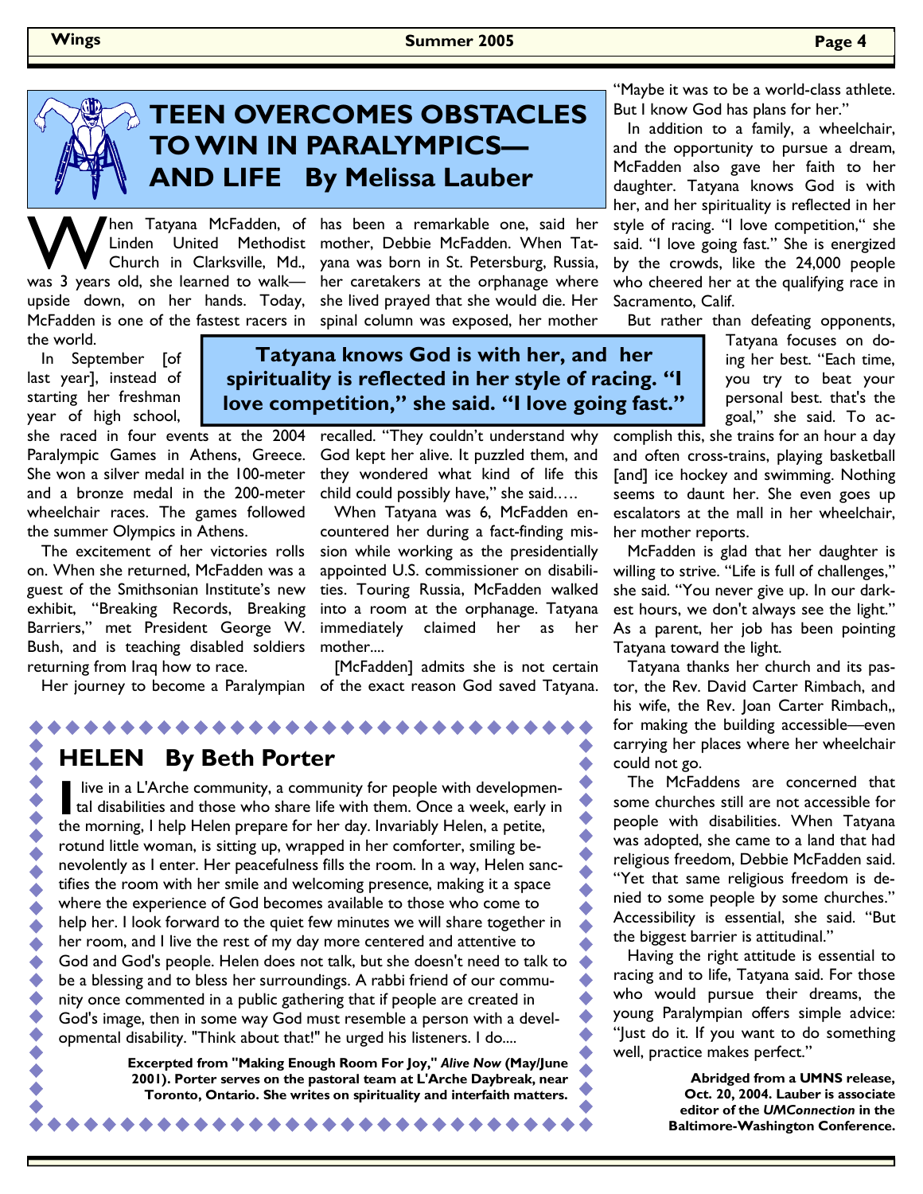## TEEN OVERCOMES OBSTACLES TO WIN IN PARALYMPICS—AND LIFE By Melissa Lauber

When Tatyana McFadden, of Linden United Methodist Church in Clarksville, Md., was 3 years old, she learned to walk—upside down, on her hands. Today, McFadden is one of the fastest racers in the world.

In September [of last year], instead of starting her freshman year of high school, she raced in four events at the 2004 Paralympic Games in Athens, Greece. She won a silver medal in the 100-meter and a bronze medal in the 200-meter wheelchair races. The games followed the summer Olympics in Athens.

The excitement of her victories rolls on. When she returned, McFadden was a guest of the Smithsonian Institute's new exhibit, "Breaking Records, Breaking Barriers," met President George W. Bush, and is teaching disabled soldiers returning from Iraq how to race.

Her journey to become a Paralympian has been a remarkable one, said her mother, Debbie McFadden. When Tatyana was born in St. Petersburg, Russia, her caretakers at the orphanage where she lived prayed that she would die. Her spinal column was exposed, her mother recalled. "They couldn't understand why God kept her alive. It puzzled them, and they wondered what kind of life this child could possibly have," she said.….

**Tatyana knows God is with her, and her spirituality is reflected in her style of racing. "I love competition," she said. "I love going fast."**

When Tatyana was 6, McFadden encountered her during a fact-finding mission while working as the presidentially appointed U.S. commissioner on disabilities. Touring Russia, McFadden walked into a room at the orphanage. Tatyana immediately claimed her as her mother....

[McFadden] admits she is not certain of the exact reason God saved Tatyana. "Maybe it was to be a world-class athlete. But I know God has plans for her."

In addition to a family, a wheelchair, and the opportunity to pursue a dream, McFadden also gave her faith to her daughter. Tatyana knows God is with her, and her spirituality is reflected in her style of racing. "I love competition," she said. "I love going fast." She is energized by the crowds, like the 24,000 people who cheered her at the qualifying race in Sacramento, Calif.

But rather than defeating opponents, Tatyana focuses on doing her best. "Each time, you try to beat your personal best. that's the goal," she said. To accomplish this, she trains for an hour a day and often cross-trains, playing basketball [and] ice hockey and swimming. Nothing seems to daunt her. She even goes up escalators at the mall in her wheelchair, her mother reports.

McFadden is glad that her daughter is willing to strive. "Life is full of challenges," she said. "You never give up. In our darkest hours, we don't always see the light." As a parent, her job has been pointing Tatyana toward the light.

Tatyana thanks her church and its pastor, the Rev. David Carter Rimbach, and his wife, the Rev. Joan Carter Rimbach,, for making the building accessible—even carrying her places where her wheelchair could not go.

The McFaddens are concerned that some churches still are not accessible for people with disabilities. When Tatyana was adopted, she came to a land that had religious freedom, Debbie McFadden said. "Yet that same religious freedom is denied to some people by some churches." Accessibility is essential, she said. "But the biggest barrier is attitudinal."

Having the right attitude is essential to racing and to life, Tatyana said. For those who would pursue their dreams, the young Paralympian offers simple advice: "Just do it. If you want to do something well, practice makes perfect."

**Abridged from a UMNS release, Oct. 20, 2004. Lauber is associate editor of the *UMConnection* in the Baltimore-Washington Conference.**

## HELEN By Beth Porter

I live in a L'Arche community, a community for people with developmental disabilities and those who share life with them. Once a week, early in the morning, I help Helen prepare for her day. Invariably Helen, a petite, rotund little woman, is sitting up, wrapped in her comforter, smiling benevolently as I enter. Her peacefulness fills the room. In a way, Helen sanctifies the room with her smile and welcoming presence, making it a space where the experience of God becomes available to those who come to help her. I look forward to the quiet few minutes we will share together in her room, and I live the rest of my day more centered and attentive to God and God's people. Helen does not talk, but she doesn't need to talk to be a blessing and to bless her surroundings. A rabbi friend of our community once commented in a public gathering that if people are created in God's image, then in some way God must resemble a person with a developmental disability. "Think about that!" he urged his listeners. I do....

**Excerpted from "Making Enough Room For Joy," *Alive Now* (May/June 2001). Porter serves on the pastoral team at L'Arche Daybreak, near Toronto, Ontario. She writes on spirituality and interfaith matters.**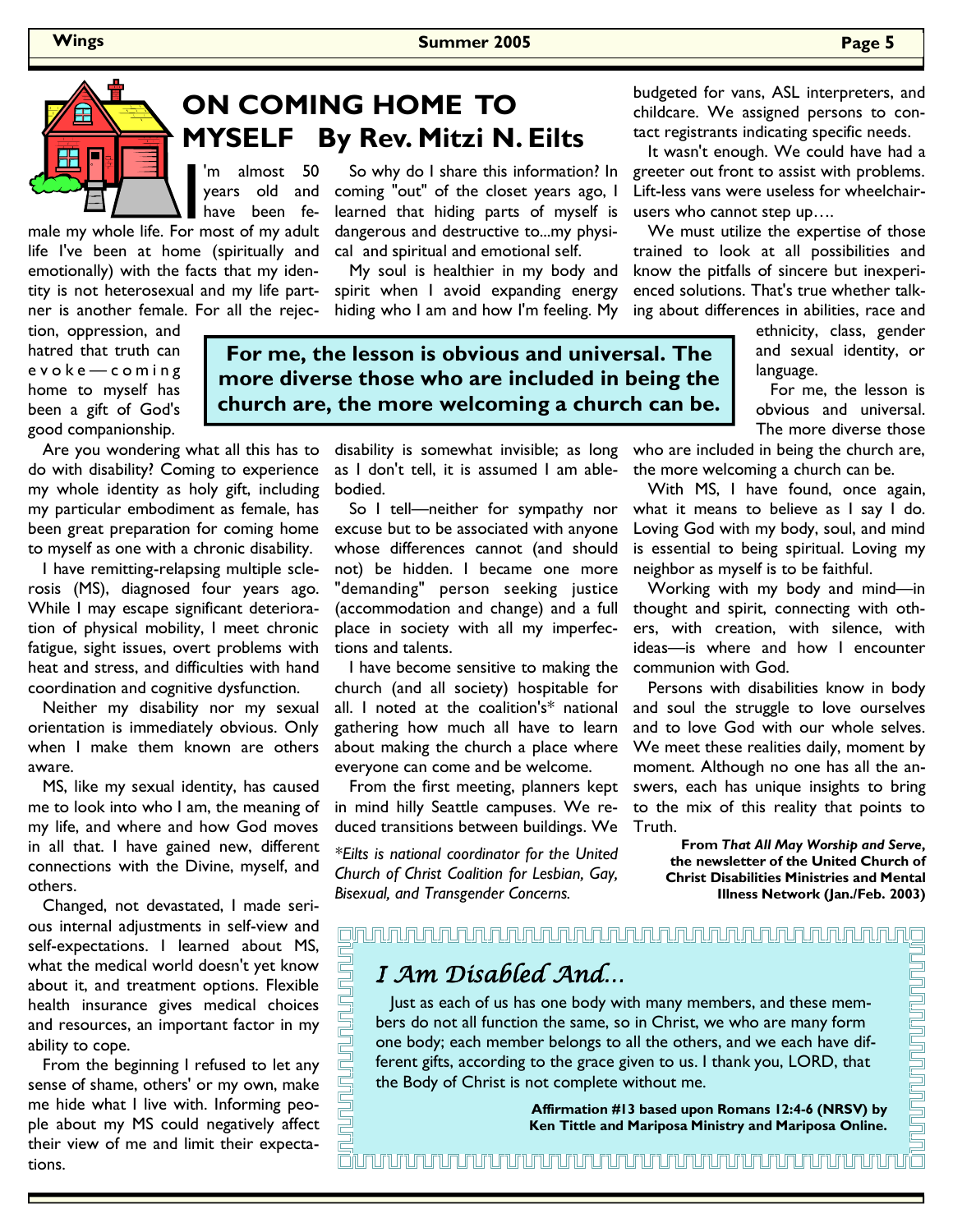# ON COMING HOME TO MYSELF By Rev. Mitzi N. Eilts

I'm almost 50 years old and have been female my whole life. For most of my adult life I've been at home (spiritually and emotionally) with the facts that my identity is not heterosexual and my life partner is another female. For all the rejection, oppression, and hatred that truth can evoke—coming home to myself has been a gift of God's good companionship.

Are you wondering what all this has to do with disability? Coming to experience my whole identity as holy gift, including my particular embodiment as female, has been great preparation for coming home to myself as one with a chronic disability.

I have remitting-relapsing multiple sclerosis (MS), diagnosed four years ago. While I may escape significant deterioration of physical mobility, I meet chronic fatigue, sight issues, overt problems with heat and stress, and difficulties with hand coordination and cognitive dysfunction.

Neither my disability nor my sexual orientation is immediately obvious. Only when I make them known are others aware.

MS, like my sexual identity, has caused me to look into who I am, the meaning of my life, and where and how God moves in all that. I have gained new, different connections with the Divine, myself, and others.

Changed, not devastated, I made serious internal adjustments in self-view and self-expectations. I learned about MS, what the medical world doesn't yet know about it, and treatment options. Flexible health insurance gives medical choices and resources, an important factor in my ability to cope.

From the beginning I refused to let any sense of shame, others' or my own, make me hide what I live with. Informing people about my MS could negatively affect their view of me and limit their expectations.

So why do I share this information? In coming "out" of the closet years ago, I learned that hiding parts of myself is dangerous and destructive to...my physical and spiritual and emotional self.

My soul is healthier in my body and spirit when I avoid expanding energy hiding who I am and how I'm feeling. My disability is somewhat invisible; as long as I don't tell, it is assumed I am able-bodied.

**For me, the lesson is obvious and universal. The more diverse those who are included in being the church are, the more welcoming a church can be.**

So I tell—neither for sympathy nor excuse but to be associated with anyone whose differences cannot (and should not) be hidden. I became one more "demanding" person seeking justice (accommodation and change) and a full place in society with all my imperfections and talents.

I have become sensitive to making the church (and all society) hospitable for all. I noted at the coalition's* national gathering how much all have to learn about making the church a place where everyone can come and be welcome.

From the first meeting, planners kept in mind hilly Seattle campuses. We reduced transitions between buildings. We budgeted for vans, ASL interpreters, and childcare. We assigned persons to contact registrants indicating specific needs.

It wasn't enough. We could have had a greeter out front to assist with problems. Lift-less vans were useless for wheelchair-users who cannot step up….

We must utilize the expertise of those trained to look at all possibilities and know the pitfalls of sincere but inexperienced solutions. That's true whether talking about differences in abilities, race and ethnicity, class, gender and sexual identity, or language.

For me, the lesson is obvious and universal. The more diverse those who are included in being the church are, the more welcoming a church can be.

With MS, I have found, once again, what it means to believe as I say I do. Loving God with my body, soul, and mind is essential to being spiritual. Loving my neighbor as myself is to be faithful.

Working with my body and mind—in thought and spirit, connecting with others, with creation, with silence, with ideas—is where and how I encounter communion with God.

Persons with disabilities know in body and soul the struggle to love ourselves and to love God with our whole selves. We meet these realities daily, moment by moment. Although no one has all the answers, each has unique insights to bring to the mix of this reality that points to Truth.

*\*Eilts is national coordinator for the United Church of Christ Coalition for Lesbian, Gay, Bisexual, and Transgender Concerns.*

**From *That All May Worship and Serve*, the newsletter of the United Church of Christ Disabilities Ministries and Mental Illness Network (Jan./Feb. 2003)**

## *I Am Disabled And…*

Just as each of us has one body with many members, and these members do not all function the same, so in Christ, we who are many form one body; each member belongs to all the others, and we each have different gifts, according to the grace given to us. I thank you, LORD, that the Body of Christ is not complete without me.

**Affirmation #13 based upon Romans 12:4-6 (NRSV) by Ken Tittle and Mariposa Ministry and Mariposa Online.**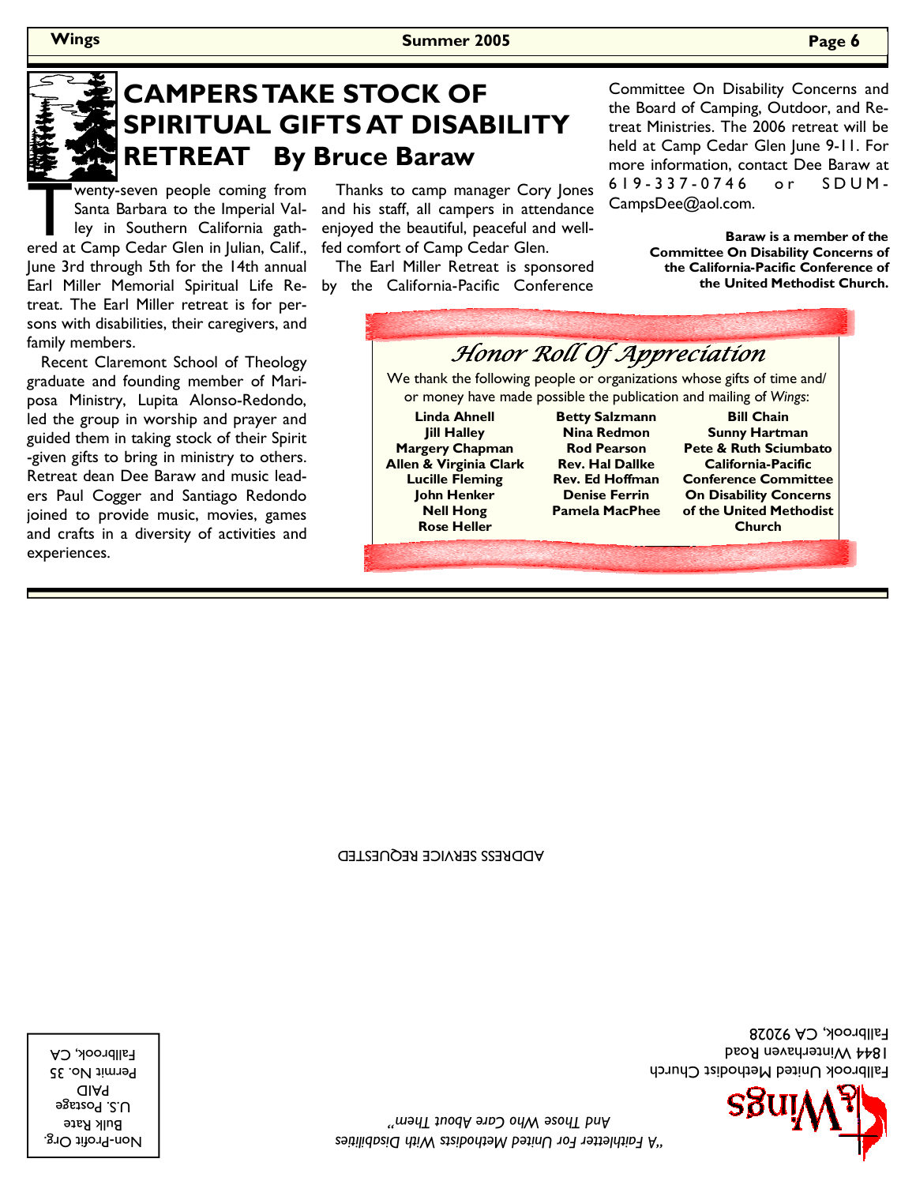# CAMPERS TAKE STOCK OF SPIRITUAL GIFTS AT DISABILITY RETREAT By Bruce Baraw

Twenty-seven people coming from Santa Barbara to the Imperial Valley in Southern California gathered at Camp Cedar Glen in Julian, Calif., June 3rd through 5th for the 14th annual Earl Miller Memorial Spiritual Life Retreat. The Earl Miller retreat is for persons with disabilities, their caregivers, and family members.

Recent Claremont School of Theology graduate and founding member of Mariposa Ministry, Lupita Alonso-Redondo, led the group in worship and prayer and guided them in taking stock of their Spirit-given gifts to bring in ministry to others. Retreat dean Dee Baraw and music leaders Paul Cogger and Santiago Redondo joined to provide music, movies, games and crafts in a diversity of activities and experiences.

Thanks to camp manager Cory Jones and his staff, all campers in attendance enjoyed the beautiful, peaceful and well-fed comfort of Camp Cedar Glen.

The Earl Miller Retreat is sponsored by the California-Pacific Conference Committee On Disability Concerns and the Board of Camping, Outdoor, and Retreat Ministries. The 2006 retreat will be held at Camp Cedar Glen June 9-11. For more information, contact Dee Baraw at 619-337-0746 or SDUM-CampsDee@aol.com.

**Baraw is a member of the Committee On Disability Concerns of the California-Pacific Conference of the United Methodist Church.**

## *Honor Roll Of Appreciation*

We thank the following people or organizations whose gifts of time and/or money have made possible the publication and mailing of *Wings*:

**Linda Ahnell**
**Jill Halley**
**Margery Chapman**
**Allen & Virginia Clark**
**Lucille Fleming**
**John Henker**
**Nell Hong**
**Rose Heller**
**Betty Salzmann**
**Nina Redmon**
**Rod Pearson**
**Rev. Hal Dallke**
**Rev. Ed Hoffman**
**Denise Ferrin**
**Pamela MacPhee**
**Bill Chain**
**Sunny Hartman**
**Pete & Ruth Sciumbato**
**California-Pacific Conference Committee On Disability Concerns of the United Methodist Church**

ADDRESS SERVICE REQUESTED

Wings

*"A Faithletter For United Methodists With Disabilities And Those Who Care About Them"*

Fallbrook United Methodist Church
1844 Winterhaven Road
Fallbrook, CA 92028

Non-Profit Org.
Bulk Rate
U.S. Postage
PAID
Permit No. 35
Fallbrook, CA